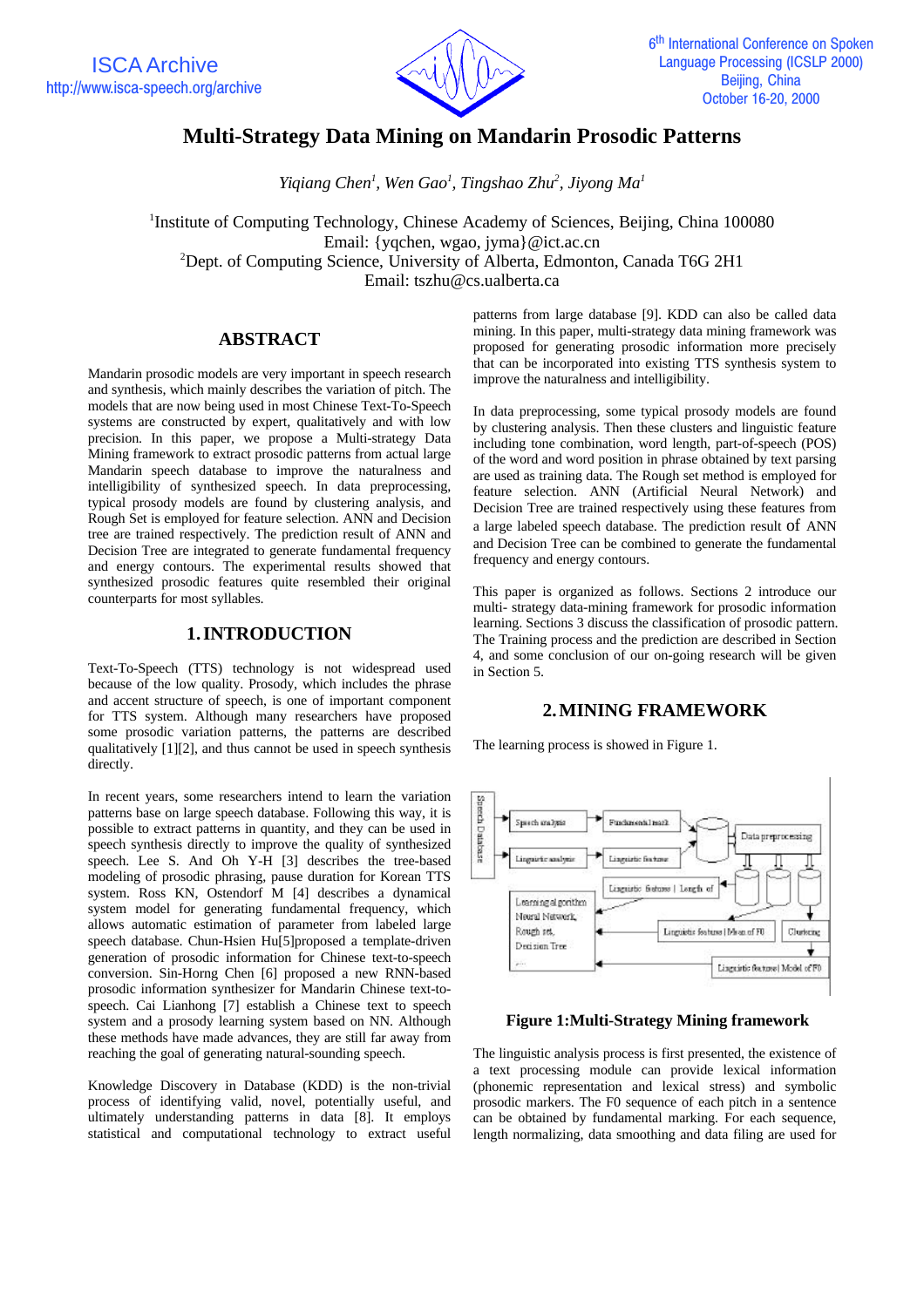# Multi-Strategy Data Mining on Mandarin Prosodic Patterns

*Yiqiang Chen[1], Wen Gao[1], Tingshao Zhu[2], Jiyong Ma[1]*

[1]Institute of Computing Technology, Chinese Academy of Sciences, Beijing, China 100080
Email: {yqchen, wgao, jyma}@ict.ac.cn
[2]Dept. of Computing Science, University of Alberta, Edmonton, Canada T6G 2H1
Email: tszhu@cs.ualberta.ca

## ABSTRACT

Mandarin prosodic models are very important in speech research and synthesis, which mainly describes the variation of pitch. The models that are now being used in most Chinese Text-To-Speech systems are constructed by expert, qualitatively and with low precision. In this paper, we propose a Multi-strategy Data Mining framework to extract prosodic patterns from actual large Mandarin speech database to improve the naturalness and intelligibility of synthesized speech. In data preprocessing, typical prosody models are found by clustering analysis, and Rough Set is employed for feature selection. ANN and Decision tree are trained respectively. The prediction result of ANN and Decision Tree are integrated to generate fundamental frequency and energy contours. The experimental results showed that synthesized prosodic features quite resembled their original counterparts for most syllables.

## 1. INTRODUCTION

Text-To-Speech (TTS) technology is not widespread used because of the low quality. Prosody, which includes the phrase and accent structure of speech, is one of important component for TTS system. Although many researchers have proposed some prosodic variation patterns, the patterns are described qualitatively [1][2], and thus cannot be used in speech synthesis directly.

In recent years, some researchers intend to learn the variation patterns base on large speech database. Following this way, it is possible to extract patterns in quantity, and they can be used in speech synthesis directly to improve the quality of synthesized speech. Lee S. And Oh Y-H [3] describes the tree-based modeling of prosodic phrasing, pause duration for Korean TTS system. Ross KN, Ostendorf M [4] describes a dynamical system model for generating fundamental frequency, which allows automatic estimation of parameter from labeled large speech database. Chun-Hsien Hu[5]proposed a template-driven generation of prosodic information for Chinese text-to-speech conversion. Sin-Horng Chen [6] proposed a new RNN-based prosodic information synthesizer for Mandarin Chinese text-to-speech. Cai Lianhong [7] establish a Chinese text to speech system and a prosody learning system based on NN. Although these methods have made advances, they are still far away from reaching the goal of generating natural-sounding speech.

Knowledge Discovery in Database (KDD) is the non-trivial process of identifying valid, novel, potentially useful, and ultimately understanding patterns in data [8]. It employs statistical and computational technology to extract useful patterns from large database [9]. KDD can also be called data mining. In this paper, multi-strategy data mining framework was proposed for generating prosodic information more precisely that can be incorporated into existing TTS synthesis system to improve the naturalness and intelligibility.

In data preprocessing, some typical prosody models are found by clustering analysis. Then these clusters and linguistic feature including tone combination, word length, part-of-speech (POS) of the word and word position in phrase obtained by text parsing are used as training data. The Rough set method is employed for feature selection. ANN (Artificial Neural Network) and Decision Tree are trained respectively using these features from a large labeled speech database. The prediction result of ANN and Decision Tree can be combined to generate the fundamental frequency and energy contours.

This paper is organized as follows. Sections 2 introduce our multi- strategy data-mining framework for prosodic information learning. Sections 3 discuss the classification of prosodic pattern. The Training process and the prediction are described in Section 4, and some conclusion of our on-going research will be given in Section 5.

## 2. MINING FRAMEWORK

The learning process is showed in Figure 1.

**Figure 1:Multi-Strategy Mining framework**

The linguistic analysis process is first presented, the existence of a text processing module can provide lexical information (phonemic representation and lexical stress) and symbolic prosodic markers. The F0 sequence of each pitch in a sentence can be obtained by fundamental marking. For each sequence, length normalizing, data smoothing and data filing are used for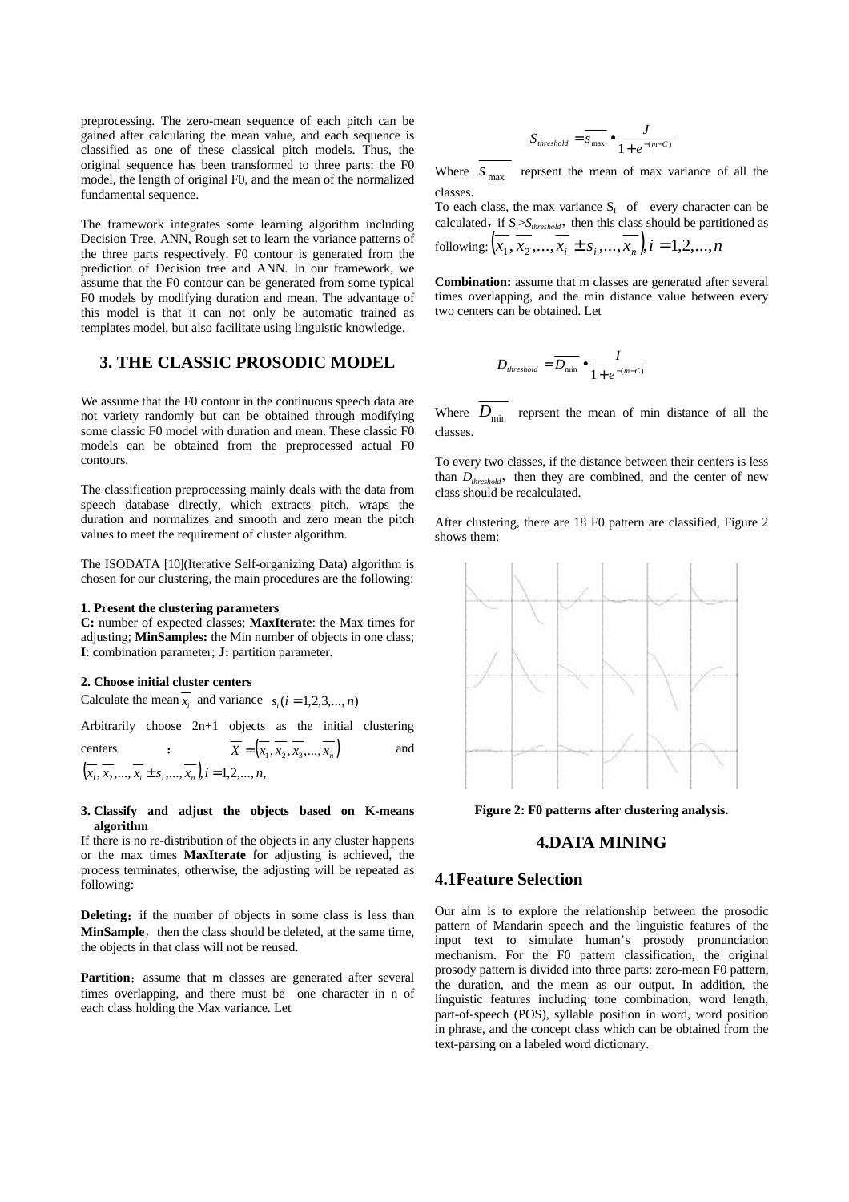preprocessing. The zero-mean sequence of each pitch can be gained after calculating the mean value, and each sequence is classified as one of these classical pitch models. Thus, the original sequence has been transformed to three parts: the F0 model, the length of original F0, and the mean of the normalized fundamental sequence.

The framework integrates some learning algorithm including Decision Tree, ANN, Rough set to learn the variance patterns of the three parts respectively. F0 contour is generated from the prediction of Decision tree and ANN. In our framework, we assume that the F0 contour can be generated from some typical F0 models by modifying duration and mean. The advantage of this model is that it can not only be automatic trained as templates model, but also facilitate using linguistic knowledge.

## 3. THE CLASSIC PROSODIC MODEL

We assume that the F0 contour in the continuous speech data are not variety randomly but can be obtained through modifying some classic F0 model with duration and mean. These classic F0 models can be obtained from the preprocessed actual F0 contours.

The classification preprocessing mainly deals with the data from speech database directly, which extracts pitch, wraps the duration and normalizes and smooth and zero mean the pitch values to meet the requirement of cluster algorithm.

The ISODATA [10](Iterative Self-organizing Data) algorithm is chosen for our clustering, the main procedures are the following:

**1. Present the clustering parameters**

**C:** number of expected classes; **MaxIterate**: the Max times for adjusting; **MinSamples:** the Min number of objects in one class; **I**: combination parameter; **J:** partition parameter.

**2. Choose initial cluster centers**

Calculate the mean $\overline{x_i}$ and variance $s_i (i = 1,2,3,...,n)$

Arbitrarily choose 2n+1 objects as the initial clustering centers : $\overline{X} = (\overline{x_1}, \overline{x_2}, \overline{x_3},..., \overline{x_n})$ and $(\overline{x_1}, \overline{x_2},..., \overline{x_i} \pm s_i,..., \overline{x_n}), i = 1,2,..., n,$

**3. Classify and adjust the objects based on K-means algorithm**

If there is no re-distribution of the objects in any cluster happens or the max times **MaxIterate** for adjusting is achieved, the process terminates, otherwise, the adjusting will be repeated as following:

**Deleting**：if the number of objects in some class is less than **MinSample**，then the class should be deleted, at the same time, the objects in that class will not be reused.

**Partition**：assume that m classes are generated after several times overlapping, and there must be one character in n of each class holding the Max variance. Let

$$S_{threshold} = \overline{s_{\max}} \bullet \frac{J}{1 + e^{-(m-C)}}$$

Where $\overline{s_{\max}}$ reprsent the mean of max variance of all the classes.

To each class, the max variance $S_i$ of every character can be calculated，if $S_i > S_{threshold}$，then this class should be partitioned as following: $(\overline{x_1}, \overline{x_2},..., \overline{x_i} \pm s_i,..., \overline{x_n}), i = 1,2,..., n$

**Combination:** assume that m classes are generated after several times overlapping, and the min distance value between every two centers can be obtained. Let

$$D_{threshold} = \overline{D_{\min}} \bullet \frac{I}{1 + e^{-(m-C)}}$$

Where $\overline{D_{\min}}$ reprsent the mean of min distance of all the classes.

To every two classes, if the distance between their centers is less than $D_{threshold}$, then they are combined, and the center of new class should be recalculated.

After clustering, there are 18 F0 pattern are classified, Figure 2 shows them:

**Figure 2: F0 patterns after clustering analysis.**

## 4.DATA MINING

### 4.1Feature Selection

Our aim is to explore the relationship between the prosodic pattern of Mandarin speech and the linguistic features of the input text to simulate human's prosody pronunciation mechanism. For the F0 pattern classification, the original prosody pattern is divided into three parts: zero-mean F0 pattern, the duration, and the mean as our output. In addition, the linguistic features including tone combination, word length, part-of-speech (POS), syllable position in word, word position in phrase, and the concept class which can be obtained from the text-parsing on a labeled word dictionary.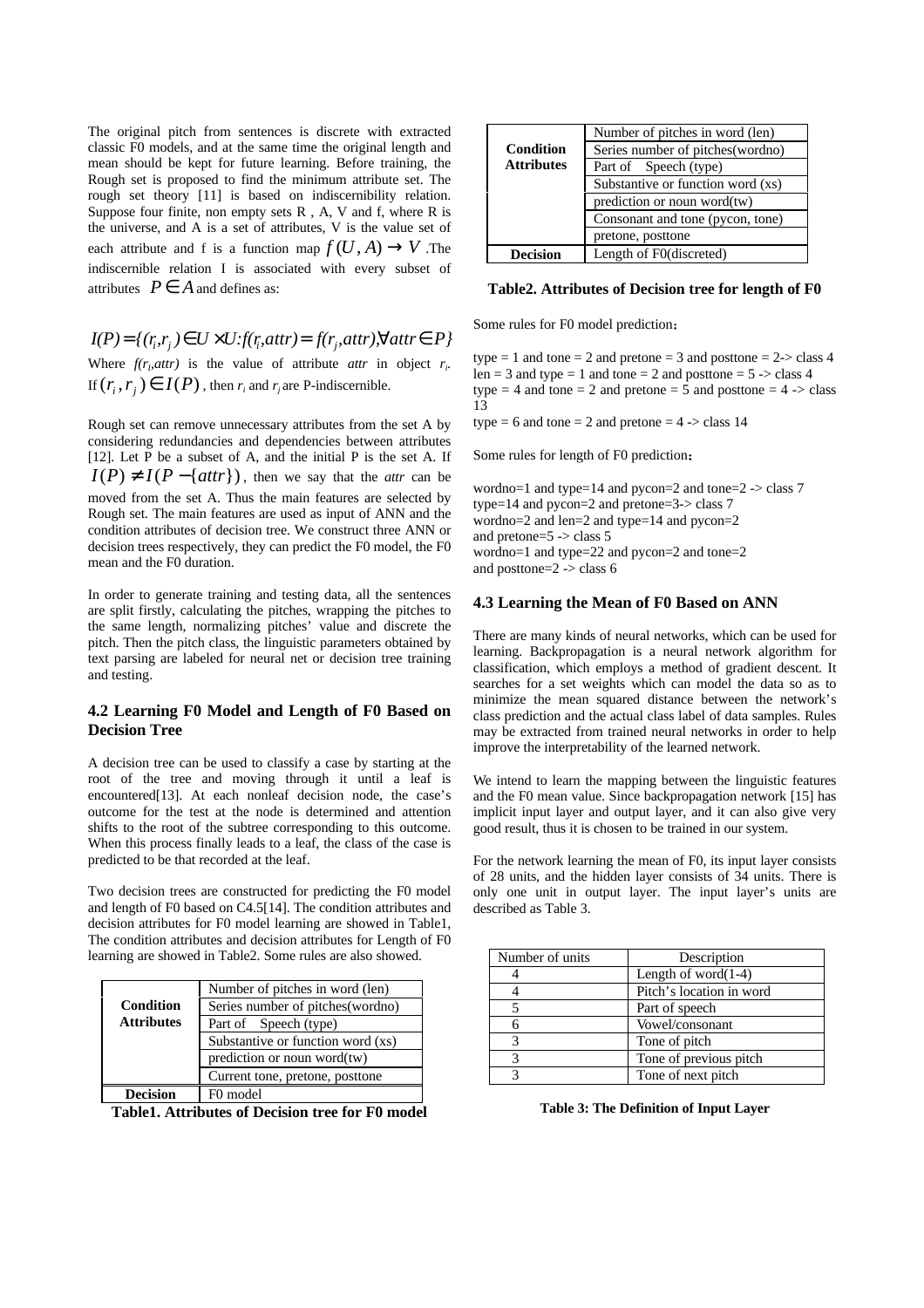The original pitch from sentences is discrete with extracted classic F0 models, and at the same time the original length and mean should be kept for future learning. Before training, the Rough set is proposed to find the minimum attribute set. The rough set theory [11] is based on indiscernibility relation. Suppose four finite, non empty sets R , A, V and f, where R is the universe, and A is a set of attributes, V is the value set of each attribute and f is a function map $f(U, A) \rightarrow V$ .The indiscernible relation I is associated with every subset of attributes $P \in A$ and defines as:

$$I(P) = \{(r_i, r_j) \in U \times U : f(r_i, attr) = f(r_j, attr), \forall attr \in P\}$$

Where $f(r_i, attr)$ is the value of attribute *attr* in object $r_i$. If $(r_i, r_j) \in I(P)$ , then $r_i$ and $r_j$ are P-indiscernible.

Rough set can remove unnecessary attributes from the set A by considering redundancies and dependencies between attributes [12]. Let P be a subset of A, and the initial P is the set A. If $I(P) \neq I(P - \{attr\})$, then we say that the *attr* can be moved from the set A. Thus the main features are selected by Rough set. The main features are used as input of ANN and the condition attributes of decision tree. We construct three ANN or decision trees respectively, they can predict the F0 model, the F0 mean and the F0 duration.

In order to generate training and testing data, all the sentences are split firstly, calculating the pitches, wrapping the pitches to the same length, normalizing pitches' value and discrete the pitch. Then the pitch class, the linguistic parameters obtained by text parsing are labeled for neural net or decision tree training and testing.

### 4.2 Learning F0 Model and Length of F0 Based on Decision Tree

A decision tree can be used to classify a case by starting at the root of the tree and moving through it until a leaf is encountered[13]. At each nonleaf decision node, the case's outcome for the test at the node is determined and attention shifts to the root of the subtree corresponding to this outcome. When this process finally leads to a leaf, the class of the case is predicted to be that recorded at the leaf.

Two decision trees are constructed for predicting the F0 model and length of F0 based on C4.5[14]. The condition attributes and decision attributes for F0 model learning are showed in Table1, The condition attributes and decision attributes for Length of F0 learning are showed in Table2. Some rules are also showed.

| | |
|---|---|
| **Condition Attributes** | Number of pitches in word (len) |
| | Series number of pitches(wordno) |
| | Part of Speech (type) |
| | Substantive or function word (xs) |
| | prediction or noun word(tw) |
| | Current tone, pretone, posttone |
| **Decision** | F0 model |

**Table1. Attributes of Decision tree for F0 model**

| | |
|---|---|
| **Condition Attributes** | Number of pitches in word (len) |
| | Series number of pitches(wordno) |
| | Part of Speech (type) |
| | Substantive or function word (xs) |
| | prediction or noun word(tw) |
| | Consonant and tone (pycon, tone) |
| | pretone, posttone |
| **Decision** | Length of F0(discreted) |

**Table2. Attributes of Decision tree for length of F0**

Some rules for F0 model prediction：

type = 1 and tone = 2 and pretone = 3 and posttone = 2-> class 4
len = 3 and type = 1 and tone = 2 and posttone = 5 -> class 4
type = 4 and tone = 2 and pretone = 5 and posttone = 4 -> class 13
type = 6 and tone = 2 and pretone = 4 -> class 14

Some rules for length of F0 prediction：

wordno=1 and type=14 and pycon=2 and tone=2 -> class 7
type=14 and pycon=2 and pretone=3-> class 7
wordno=2 and len=2 and type=14 and pycon=2
and pretone=5 -> class 5
wordno=1 and type=22 and pycon=2 and tone=2
and posttone=2 -> class 6

### 4.3 Learning the Mean of F0 Based on ANN

There are many kinds of neural networks, which can be used for learning. Backpropagation is a neural network algorithm for classification, which employs a method of gradient descent. It searches for a set weights which can model the data so as to minimize the mean squared distance between the network's class prediction and the actual class label of data samples. Rules may be extracted from trained neural networks in order to help improve the interpretability of the learned network.

We intend to learn the mapping between the linguistic features and the F0 mean value. Since backpropagation network [15] has implicit input layer and output layer, and it can also give very good result, thus it is chosen to be trained in our system.

For the network learning the mean of F0, its input layer consists of 28 units, and the hidden layer consists of 34 units. There is only one unit in output layer. The input layer's units are described as Table 3.

| Number of units | Description |
|---|---|
| 4 | Length of word(1-4) |
| 4 | Pitch's location in word |
| 5 | Part of speech |
| 6 | Vowel/consonant |
| 3 | Tone of pitch |
| 3 | Tone of previous pitch |
| 3 | Tone of next pitch |

**Table 3: The Definition of Input Layer**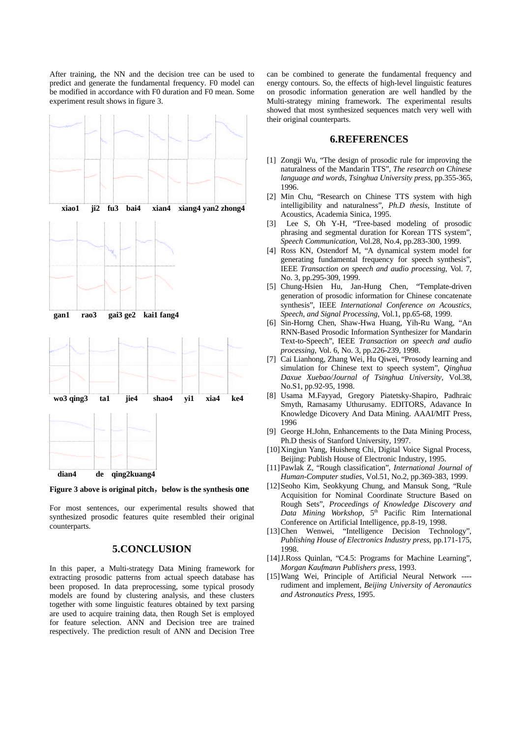After training, the NN and the decision tree can be used to predict and generate the fundamental frequency. F0 model can be modified in accordance with F0 duration and F0 mean. Some experiment result shows in figure 3.

xiao1 ji2 fu3 bai4 xian4 xiang4 yan2 zhong4

gan1 rao3 gai3 ge2 kai1 fang4

wo3 qing3 ta1 jie4 shao4 yi1 xia4 ke4

dian4 de qing2kuang4

**Figure 3 above is original pitch，below is the synthesis one**

For most sentences, our experimental results showed that synthesized prosodic features quite resembled their original counterparts.

## 5.CONCLUSION

In this paper, a Multi-strategy Data Mining framework for extracting prosodic patterns from actual speech database has been proposed. In data preprocessing, some typical prosody models are found by clustering analysis, and these clusters together with some linguistic features obtained by text parsing are used to acquire training data, then Rough Set is employed for feature selection. ANN and Decision tree are trained respectively. The prediction result of ANN and Decision Tree can be combined to generate the fundamental frequency and energy contours. So, the effects of high-level linguistic features on prosodic information generation are well handled by the Multi-strategy mining framework. The experimental results showed that most synthesized sequences match very well with their original counterparts.

## 6.REFERENCES

[1] Zongji Wu, "The design of prosodic rule for improving the naturalness of the Mandarin TTS", *The research on Chinese language and words, Tsinghua University press*, pp.355-365, 1996.

[2] Min Chu, "Research on Chinese TTS system with high intelligibility and naturalness", *Ph.D thesis*, Institute of Acoustics, Academia Sinica, 1995.

[3] Lee S, Oh Y-H, "Tree-based modeling of prosodic phrasing and segmental duration for Korean TTS system", *Speech Communication*, Vol.28, No.4, pp.283-300, 1999.

[4] Ross KN, Ostendorf M, "A dynamical system model for generating fundamental frequency for speech synthesis", IEEE *Transaction on speech and audio processing*, Vol. 7, No. 3, pp.295-309, 1999.

[5] Chung-Hsien Hu, Jan-Hung Chen, "Template-driven generation of prosodic information for Chinese concatenate synthesis", IEEE *International Conference on Acoustics, Speech, and Signal Processing*, Vol.1, pp.65-68, 1999.

[6] Sin-Horng Chen, Shaw-Hwa Huang, Yih-Ru Wang, "An RNN-Based Prosodic Information Synthesizer for Mandarin Text-to-Speech", IEEE *Transaction on speech and audio processing*, Vol. 6, No. 3, pp.226-239, 1998.

[7] Cai Lianhong, Zhang Wei, Hu Qiwei, "Prosody learning and simulation for Chinese text to speech system", *Qinghua Daxue Xuebao/Journal of Tsinghua University*, Vol.38, No.S1, pp.92-95, 1998.

[8] Usama M.Fayyad, Gregory Piatetsky-Shapiro, Padhraic Smyth, Ramasamy Uthurusamy. EDITORS, Adavance In Knowledge Dicovery And Data Mining. AAAI/MIT Press, 1996

[9] George H.John, Enhancements to the Data Mining Process, Ph.D thesis of Stanford University, 1997.

[10] Xingjun Yang, Huisheng Chi, Digital Voice Signal Process, Beijing: Publish House of Electronic Industry, 1995.

[11] Pawlak Z, "Rough classification", *International Journal of Human-Computer studies*, Vol.51, No.2, pp.369-383, 1999.

[12] Seoho Kim, Seokkyung Chung, and Mansuk Song, "Rule Acquisition for Nominal Coordinate Structure Based on Rough Sets", *Proceedings of Knowledge Discovery and Data Mining Workshop*, 5th Pacific Rim International Conference on Artificial Intelligence, pp.8-19, 1998.

[13] Chen Wenwei, "Intelligence Decision Technology", *Publishing House of Electronics Industry press*, pp.171-175, 1998.

[14] J.Ross Quinlan, "C4.5: Programs for Machine Learning", *Morgan Kaufmann Publishers press*, 1993.

[15] Wang Wei, Principle of Artificial Neural Network ---- rudiment and implement, *Beijing University of Aeronautics and Astronautics Press*, 1995.